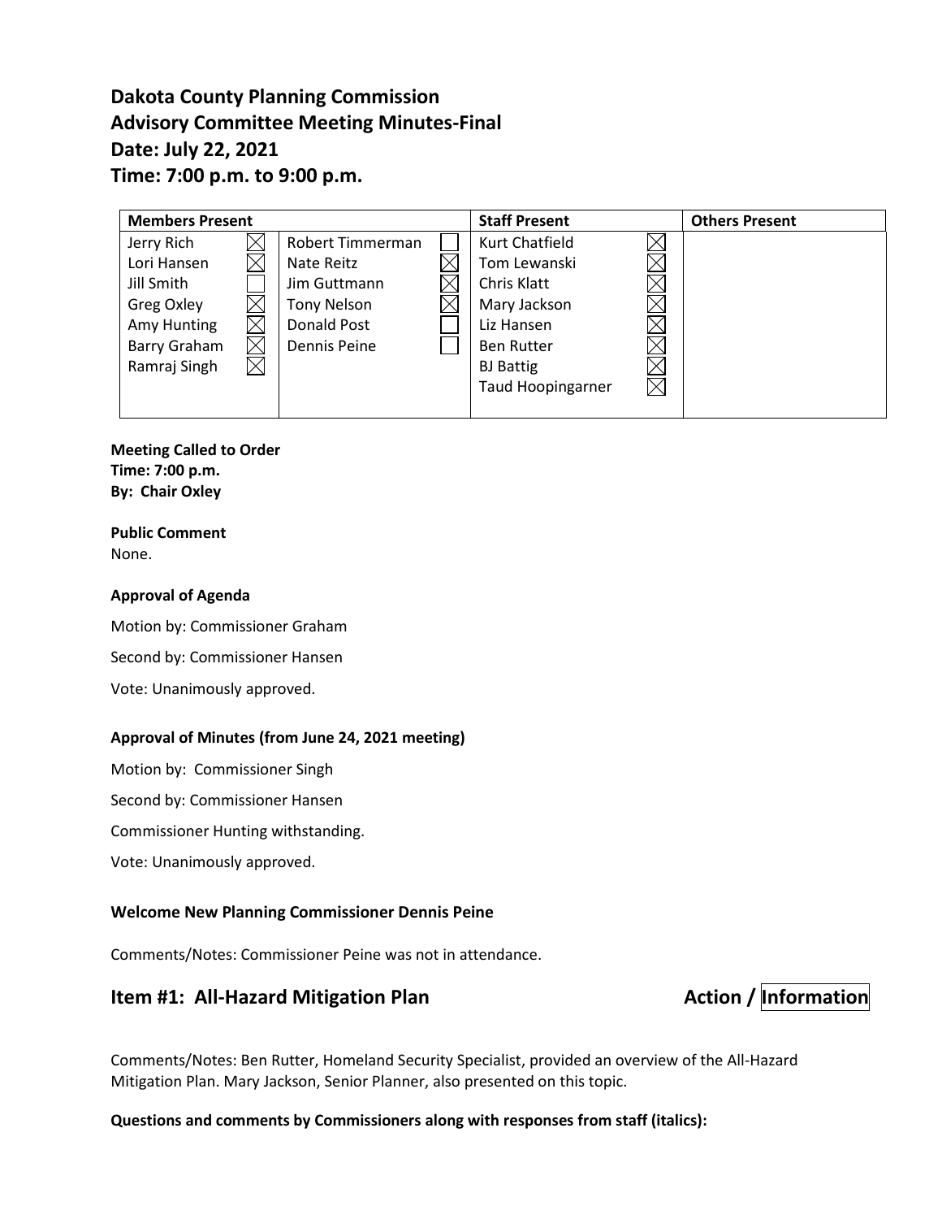# Dakota County Planning Commission
# Advisory Committee Meeting Minutes-Final
# Date: July 22, 2021
# Time: 7:00 p.m. to 9:00 p.m.

| Members Present | | | | Staff Present | | Others Present |
|---|---|---|---|---|---|---|
| Jerry Rich | ☒ | Robert Timmerman | ☐ | Kurt Chatfield | ☒ | |
| Lori Hansen | ☒ | Nate Reitz | ☒ | Tom Lewanski | ☒ | |
| Jill Smith | ☐ | Jim Guttmann | ☒ | Chris Klatt | ☒ | |
| Greg Oxley | ☒ | Tony Nelson | ☒ | Mary Jackson | ☒ | |
| Amy Hunting | ☒ | Donald Post | ☐ | Liz Hansen | ☒ | |
| Barry Graham | ☒ | Dennis Peine | ☐ | Ben Rutter | ☒ | |
| Ramraj Singh | ☒ | | | BJ Battig | ☒ | |
| | | | | Taud Hoopingarner | ☒ | |

**Meeting Called to Order**
**Time: 7:00 p.m.**
**By: Chair Oxley**

**Public Comment**
None.

**Approval of Agenda**

Motion by: Commissioner Graham

Second by: Commissioner Hansen

Vote: Unanimously approved.

**Approval of Minutes (from June 24, 2021 meeting)**

Motion by: Commissioner Singh

Second by: Commissioner Hansen

Commissioner Hunting withstanding.

Vote: Unanimously approved.

**Welcome New Planning Commissioner Dennis Peine**

Comments/Notes: Commissioner Peine was not in attendance.

## Item #1: All-Hazard Mitigation Plan — Action / **Information**

Comments/Notes: Ben Rutter, Homeland Security Specialist, provided an overview of the All-Hazard Mitigation Plan. Mary Jackson, Senior Planner, also presented on this topic.

**Questions and comments by Commissioners along with responses from staff (italics):**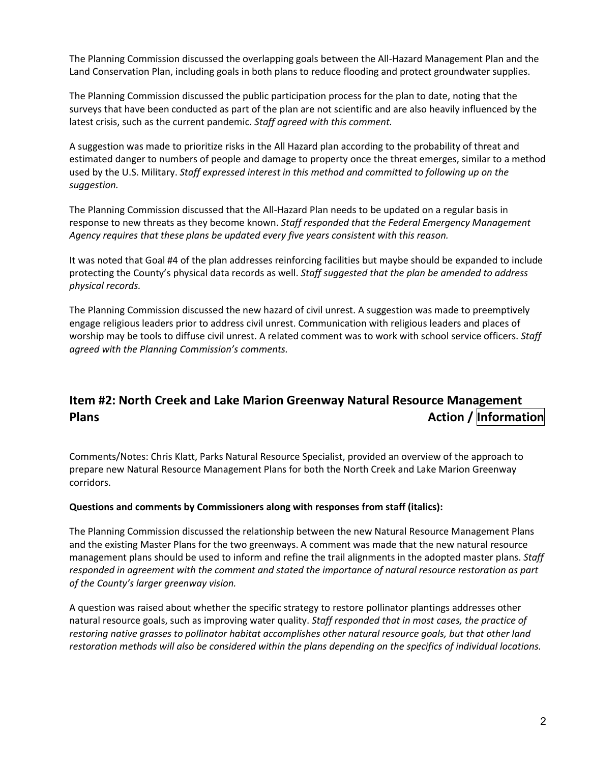The Planning Commission discussed the overlapping goals between the All-Hazard Management Plan and the Land Conservation Plan, including goals in both plans to reduce flooding and protect groundwater supplies.

The Planning Commission discussed the public participation process for the plan to date, noting that the surveys that have been conducted as part of the plan are not scientific and are also heavily influenced by the latest crisis, such as the current pandemic. *Staff agreed with this comment.*

A suggestion was made to prioritize risks in the All Hazard plan according to the probability of threat and estimated danger to numbers of people and damage to property once the threat emerges, similar to a method used by the U.S. Military. *Staff expressed interest in this method and committed to following up on the suggestion.*

The Planning Commission discussed that the All-Hazard Plan needs to be updated on a regular basis in response to new threats as they become known. *Staff responded that the Federal Emergency Management Agency requires that these plans be updated every five years consistent with this reason.*

It was noted that Goal #4 of the plan addresses reinforcing facilities but maybe should be expanded to include protecting the County's physical data records as well. *Staff suggested that the plan be amended to address physical records.*

The Planning Commission discussed the new hazard of civil unrest. A suggestion was made to preemptively engage religious leaders prior to address civil unrest. Communication with religious leaders and places of worship may be tools to diffuse civil unrest. A related comment was to work with school service officers. *Staff agreed with the Planning Commission's comments.*

## Item #2: North Creek and Lake Marion Greenway Natural Resource Management Plans — Action / Information

Comments/Notes: Chris Klatt, Parks Natural Resource Specialist, provided an overview of the approach to prepare new Natural Resource Management Plans for both the North Creek and Lake Marion Greenway corridors.

**Questions and comments by Commissioners along with responses from staff (italics):**

The Planning Commission discussed the relationship between the new Natural Resource Management Plans and the existing Master Plans for the two greenways. A comment was made that the new natural resource management plans should be used to inform and refine the trail alignments in the adopted master plans. *Staff responded in agreement with the comment and stated the importance of natural resource restoration as part of the County's larger greenway vision.*

A question was raised about whether the specific strategy to restore pollinator plantings addresses other natural resource goals, such as improving water quality. *Staff responded that in most cases, the practice of restoring native grasses to pollinator habitat accomplishes other natural resource goals, but that other land restoration methods will also be considered within the plans depending on the specifics of individual locations.*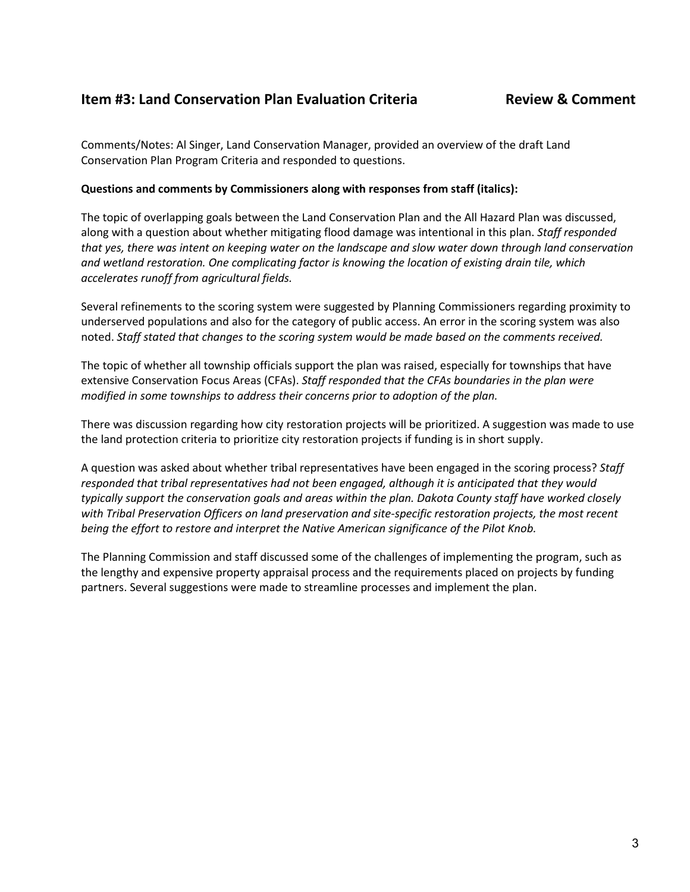## Item #3: Land Conservation Plan Evaluation Criteria **Review & Comment**

Comments/Notes: Al Singer, Land Conservation Manager, provided an overview of the draft Land Conservation Plan Program Criteria and responded to questions.

**Questions and comments by Commissioners along with responses from staff (italics):**

The topic of overlapping goals between the Land Conservation Plan and the All Hazard Plan was discussed, along with a question about whether mitigating flood damage was intentional in this plan. *Staff responded that yes, there was intent on keeping water on the landscape and slow water down through land conservation and wetland restoration. One complicating factor is knowing the location of existing drain tile, which accelerates runoff from agricultural fields.*

Several refinements to the scoring system were suggested by Planning Commissioners regarding proximity to underserved populations and also for the category of public access. An error in the scoring system was also noted. *Staff stated that changes to the scoring system would be made based on the comments received.*

The topic of whether all township officials support the plan was raised, especially for townships that have extensive Conservation Focus Areas (CFAs). *Staff responded that the CFAs boundaries in the plan were modified in some townships to address their concerns prior to adoption of the plan.*

There was discussion regarding how city restoration projects will be prioritized. A suggestion was made to use the land protection criteria to prioritize city restoration projects if funding is in short supply.

A question was asked about whether tribal representatives have been engaged in the scoring process? *Staff responded that tribal representatives had not been engaged, although it is anticipated that they would typically support the conservation goals and areas within the plan. Dakota County staff have worked closely with Tribal Preservation Officers on land preservation and site-specific restoration projects, the most recent being the effort to restore and interpret the Native American significance of the Pilot Knob.*

The Planning Commission and staff discussed some of the challenges of implementing the program, such as the lengthy and expensive property appraisal process and the requirements placed on projects by funding partners. Several suggestions were made to streamline processes and implement the plan.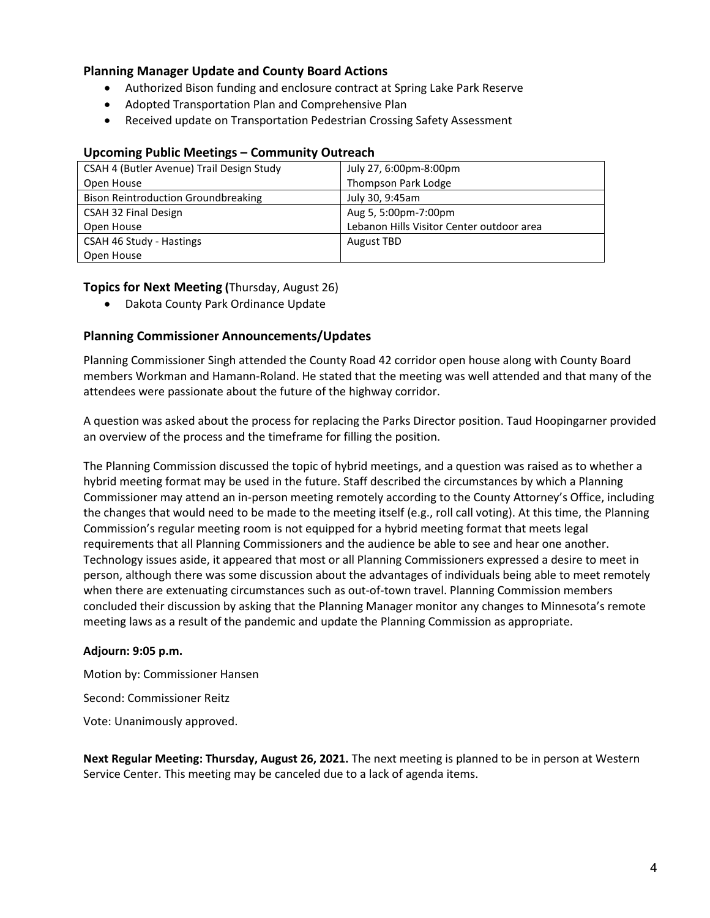### Planning Manager Update and County Board Actions

- Authorized Bison funding and enclosure contract at Spring Lake Park Reserve
- Adopted Transportation Plan and Comprehensive Plan
- Received update on Transportation Pedestrian Crossing Safety Assessment

### Upcoming Public Meetings – Community Outreach

| | |
|---|---|
| CSAH 4 (Butler Avenue) Trail Design Study<br>Open House | July 27, 6:00pm-8:00pm<br>Thompson Park Lodge |
| Bison Reintroduction Groundbreaking | July 30, 9:45am |
| CSAH 32 Final Design<br>Open House | Aug 5, 5:00pm-7:00pm<br>Lebanon Hills Visitor Center outdoor area |
| CSAH 46 Study - Hastings<br>Open House | August TBD |

### Topics for Next Meeting (Thursday, August 26)

- Dakota County Park Ordinance Update

### Planning Commissioner Announcements/Updates

Planning Commissioner Singh attended the County Road 42 corridor open house along with County Board members Workman and Hamann-Roland. He stated that the meeting was well attended and that many of the attendees were passionate about the future of the highway corridor.

A question was asked about the process for replacing the Parks Director position. Taud Hoopingarner provided an overview of the process and the timeframe for filling the position.

The Planning Commission discussed the topic of hybrid meetings, and a question was raised as to whether a hybrid meeting format may be used in the future. Staff described the circumstances by which a Planning Commissioner may attend an in-person meeting remotely according to the County Attorney's Office, including the changes that would need to be made to the meeting itself (e.g., roll call voting). At this time, the Planning Commission's regular meeting room is not equipped for a hybrid meeting format that meets legal requirements that all Planning Commissioners and the audience be able to see and hear one another. Technology issues aside, it appeared that most or all Planning Commissioners expressed a desire to meet in person, although there was some discussion about the advantages of individuals being able to meet remotely when there are extenuating circumstances such as out-of-town travel. Planning Commission members concluded their discussion by asking that the Planning Manager monitor any changes to Minnesota's remote meeting laws as a result of the pandemic and update the Planning Commission as appropriate.

**Adjourn: 9:05 p.m.**

Motion by: Commissioner Hansen

Second: Commissioner Reitz

Vote: Unanimously approved.

**Next Regular Meeting: Thursday, August 26, 2021.** The next meeting is planned to be in person at Western Service Center. This meeting may be canceled due to a lack of agenda items.